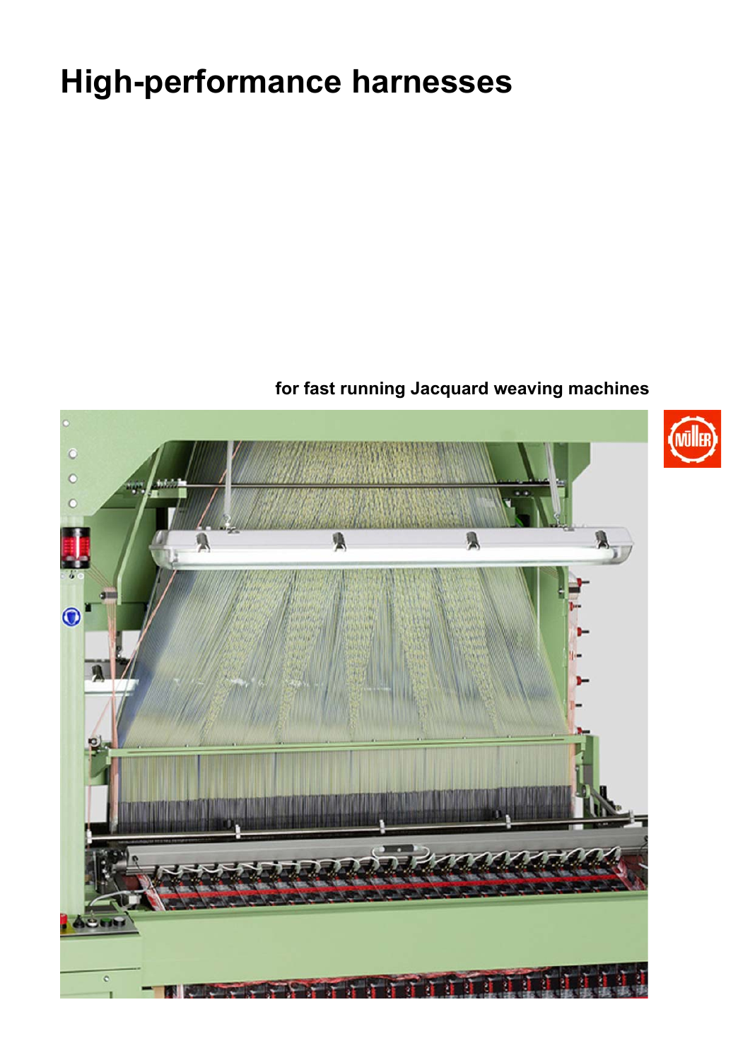# High-performance harnesses

**for fast running Jacquard weaving machines**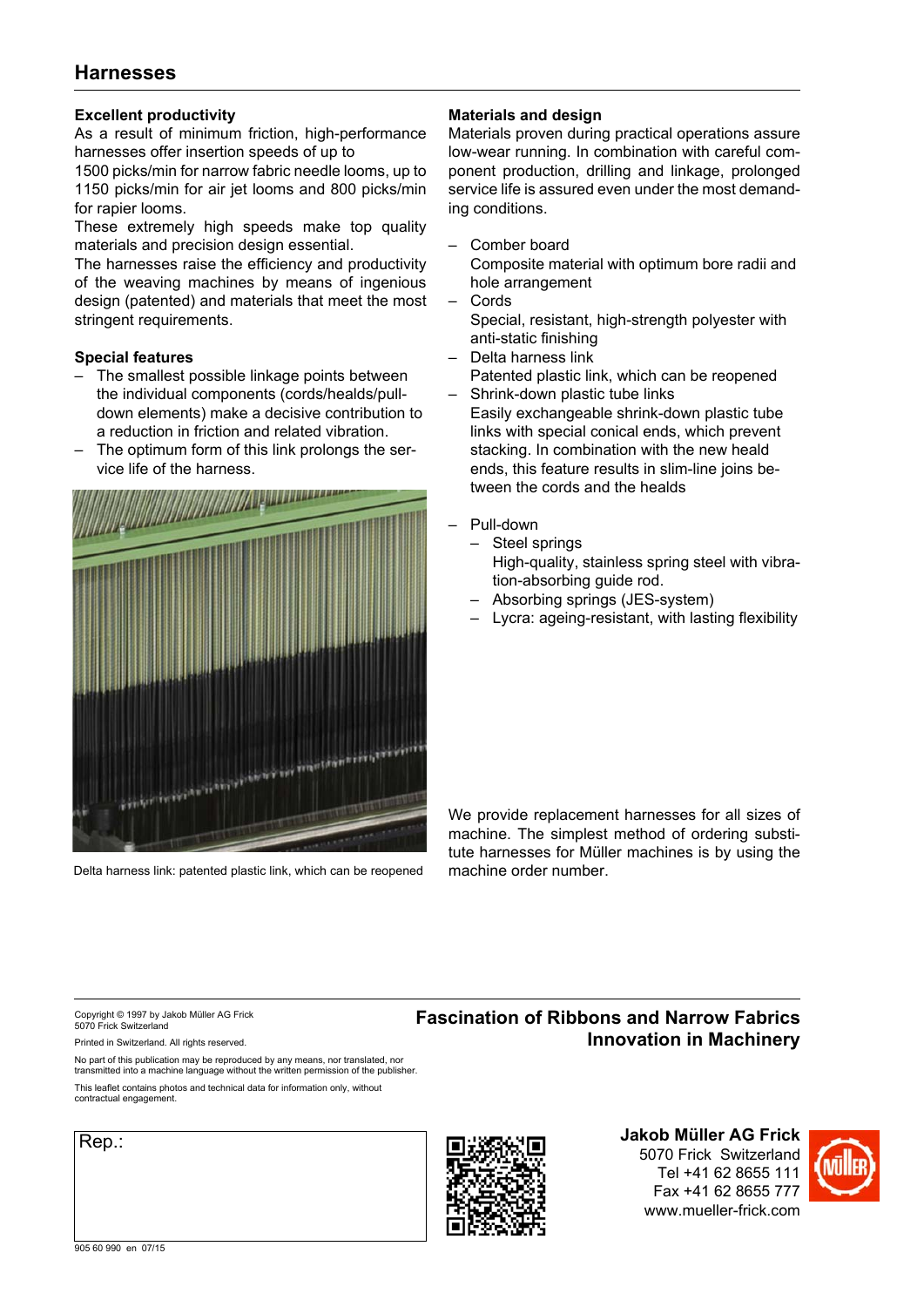# Harnesses

### Excellent productivity

As a result of minimum friction, high-performance harnesses offer insertion speeds of up to
1500 picks/min for narrow fabric needle looms, up to 1150 picks/min for air jet looms and 800 picks/min for rapier looms.
These extremely high speeds make top quality materials and precision design essential.
The harnesses raise the efficiency and productivity of the weaving machines by means of ingenious design (patented) and materials that meet the most stringent requirements.

### Special features

- The smallest possible linkage points between the individual components (cords/healds/pull-down elements) make a decisive contribution to a reduction in friction and related vibration.
- The optimum form of this link prolongs the service life of the harness.

Delta harness link: patented plastic link, which can be reopened

### Materials and design

Materials proven during practical operations assure low-wear running. In combination with careful component production, drilling and linkage, prolonged service life is assured even under the most demanding conditions.

- Comber board
  Composite material with optimum bore radii and hole arrangement
- Cords
  Special, resistant, high-strength polyester with anti-static finishing
- Delta harness link
  Patented plastic link, which can be reopened
- Shrink-down plastic tube links
  Easily exchangeable shrink-down plastic tube links with special conical ends, which prevent stacking. In combination with the new heald ends, this feature results in slim-line joins between the cords and the healds
- Pull-down
  - Steel springs
    High-quality, stainless spring steel with vibration-absorbing guide rod.
  - Absorbing springs (JES-system)
  - Lycra: ageing-resistant, with lasting flexibility

We provide replacement harnesses for all sizes of machine. The simplest method of ordering substitute harnesses for Müller machines is by using the machine order number.

Copyright © 1997 by Jakob Müller AG Frick
5070 Frick Switzerland

Printed in Switzerland. All rights reserved.

No part of this publication may be reproduced by any means, nor translated, nor transmitted into a machine language without the written permission of the publisher.

This leaflet contains photos and technical data for information only, without contractual engagement.

**Fascination of Ribbons and Narrow Fabrics**
**Innovation in Machinery**

Rep.:

**Jakob Müller AG Frick**
5070 Frick Switzerland
Tel +41 62 8655 111
Fax +41 62 8655 777
www.mueller-frick.com

905 60 990 en 07/15